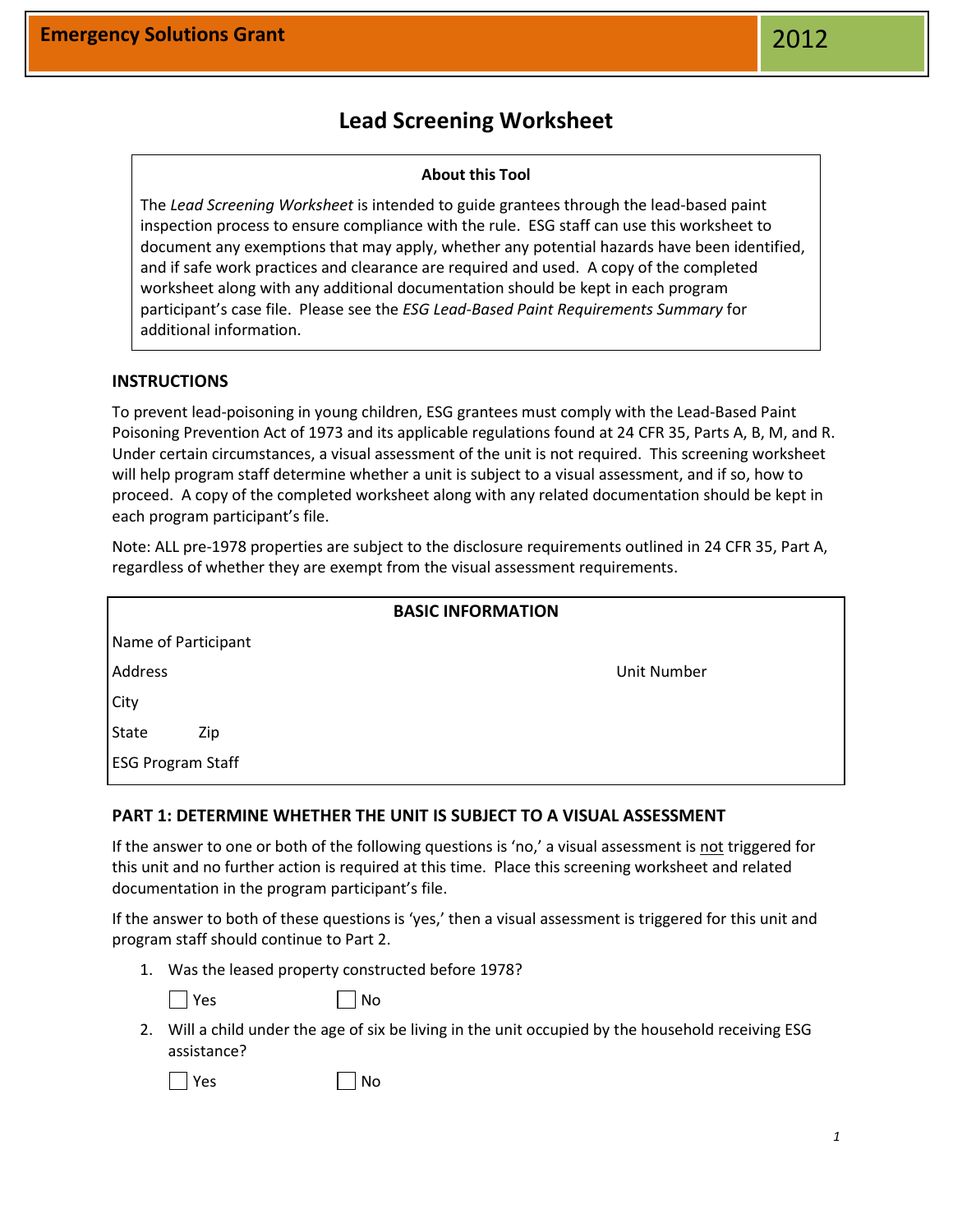**Emergency Solutions Grant** 2012

# Lead Screening Worksheet

**About this Tool**

The *Lead Screening Worksheet* is intended to guide grantees through the lead-based paint inspection process to ensure compliance with the rule. ESG staff can use this worksheet to document any exemptions that may apply, whether any potential hazards have been identified, and if safe work practices and clearance are required and used. A copy of the completed worksheet along with any additional documentation should be kept in each program participant's case file. Please see the *ESG Lead-Based Paint Requirements Summary* for additional information.

## INSTRUCTIONS

To prevent lead-poisoning in young children, ESG grantees must comply with the Lead-Based Paint Poisoning Prevention Act of 1973 and its applicable regulations found at 24 CFR 35, Parts A, B, M, and R. Under certain circumstances, a visual assessment of the unit is not required. This screening worksheet will help program staff determine whether a unit is subject to a visual assessment, and if so, how to proceed. A copy of the completed worksheet along with any related documentation should be kept in each program participant's file.

Note: ALL pre-1978 properties are subject to the disclosure requirements outlined in 24 CFR 35, Part A, regardless of whether they are exempt from the visual assessment requirements.

**BASIC INFORMATION**

Name of Participant

Address Unit Number

City

State Zip

ESG Program Staff

## PART 1: DETERMINE WHETHER THE UNIT IS SUBJECT TO A VISUAL ASSESSMENT

If the answer to one or both of the following questions is 'no,' a visual assessment is not triggered for this unit and no further action is required at this time. Place this screening worksheet and related documentation in the program participant's file.

If the answer to both of these questions is 'yes,' then a visual assessment is triggered for this unit and program staff should continue to Part 2.

1. Was the leased property constructed before 1978?

   ☐ Yes ☐ No

2. Will a child under the age of six be living in the unit occupied by the household receiving ESG assistance?

   ☐ Yes ☐ No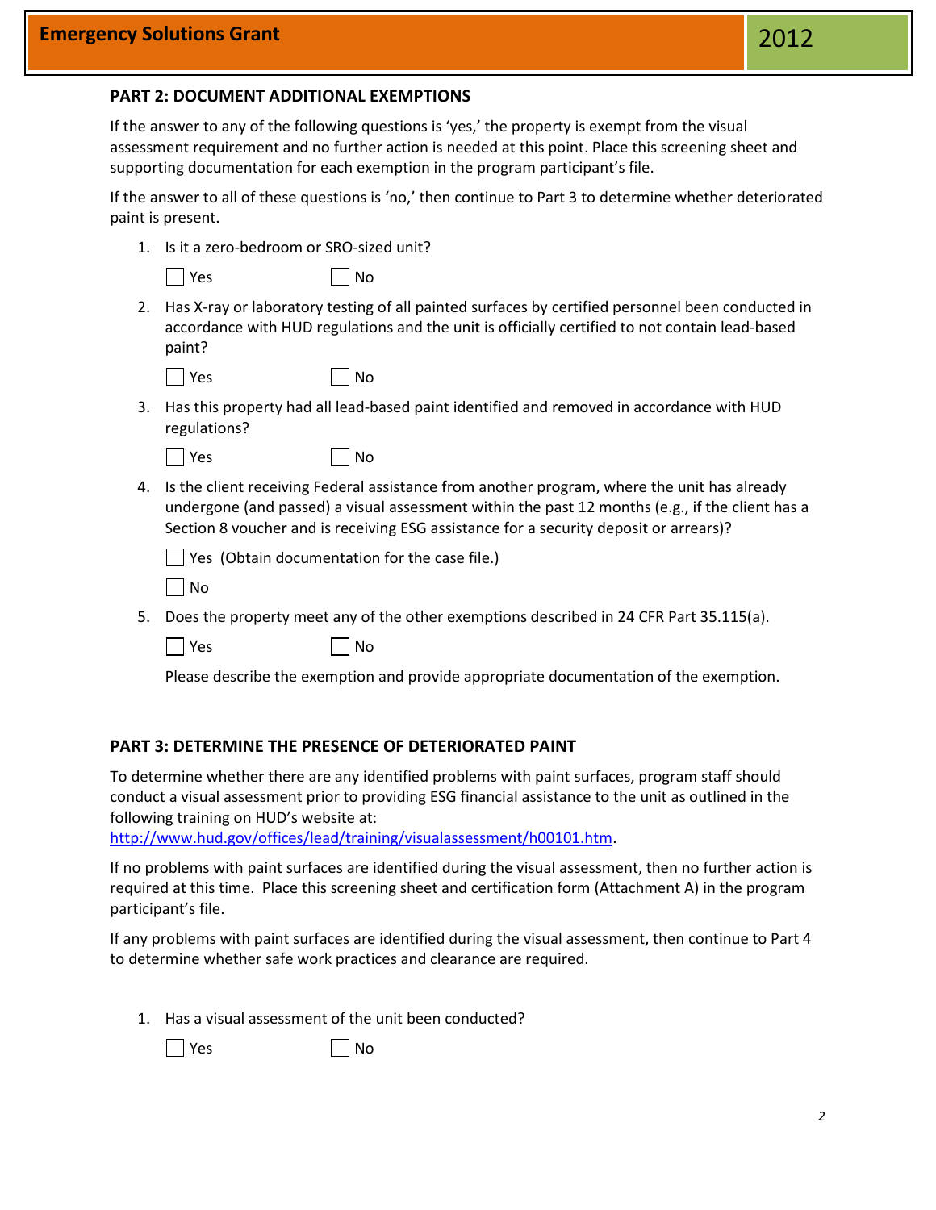## PART 2: DOCUMENT ADDITIONAL EXEMPTIONS

If the answer to any of the following questions is 'yes,' the property is exempt from the visual assessment requirement and no further action is needed at this point. Place this screening sheet and supporting documentation for each exemption in the program participant's file.

If the answer to all of these questions is 'no,' then continue to Part 3 to determine whether deteriorated paint is present.

1. Is it a zero-bedroom or SRO-sized unit?

   ☐ Yes ☐ No

2. Has X-ray or laboratory testing of all painted surfaces by certified personnel been conducted in accordance with HUD regulations and the unit is officially certified to not contain lead-based paint?

   ☐ Yes ☐ No

3. Has this property had all lead-based paint identified and removed in accordance with HUD regulations?

   ☐ Yes ☐ No

4. Is the client receiving Federal assistance from another program, where the unit has already undergone (and passed) a visual assessment within the past 12 months (e.g., if the client has a Section 8 voucher and is receiving ESG assistance for a security deposit or arrears)?

   ☐ Yes (Obtain documentation for the case file.)

   ☐ No

5. Does the property meet any of the other exemptions described in 24 CFR Part 35.115(a).

   ☐ Yes ☐ No

   Please describe the exemption and provide appropriate documentation of the exemption.

## PART 3: DETERMINE THE PRESENCE OF DETERIORATED PAINT

To determine whether there are any identified problems with paint surfaces, program staff should conduct a visual assessment prior to providing ESG financial assistance to the unit as outlined in the following training on HUD's website at:
http://www.hud.gov/offices/lead/training/visualassessment/h00101.htm.

If no problems with paint surfaces are identified during the visual assessment, then no further action is required at this time. Place this screening sheet and certification form (Attachment A) in the program participant's file.

If any problems with paint surfaces are identified during the visual assessment, then continue to Part 4 to determine whether safe work practices and clearance are required.

1. Has a visual assessment of the unit been conducted?

   ☐ Yes ☐ No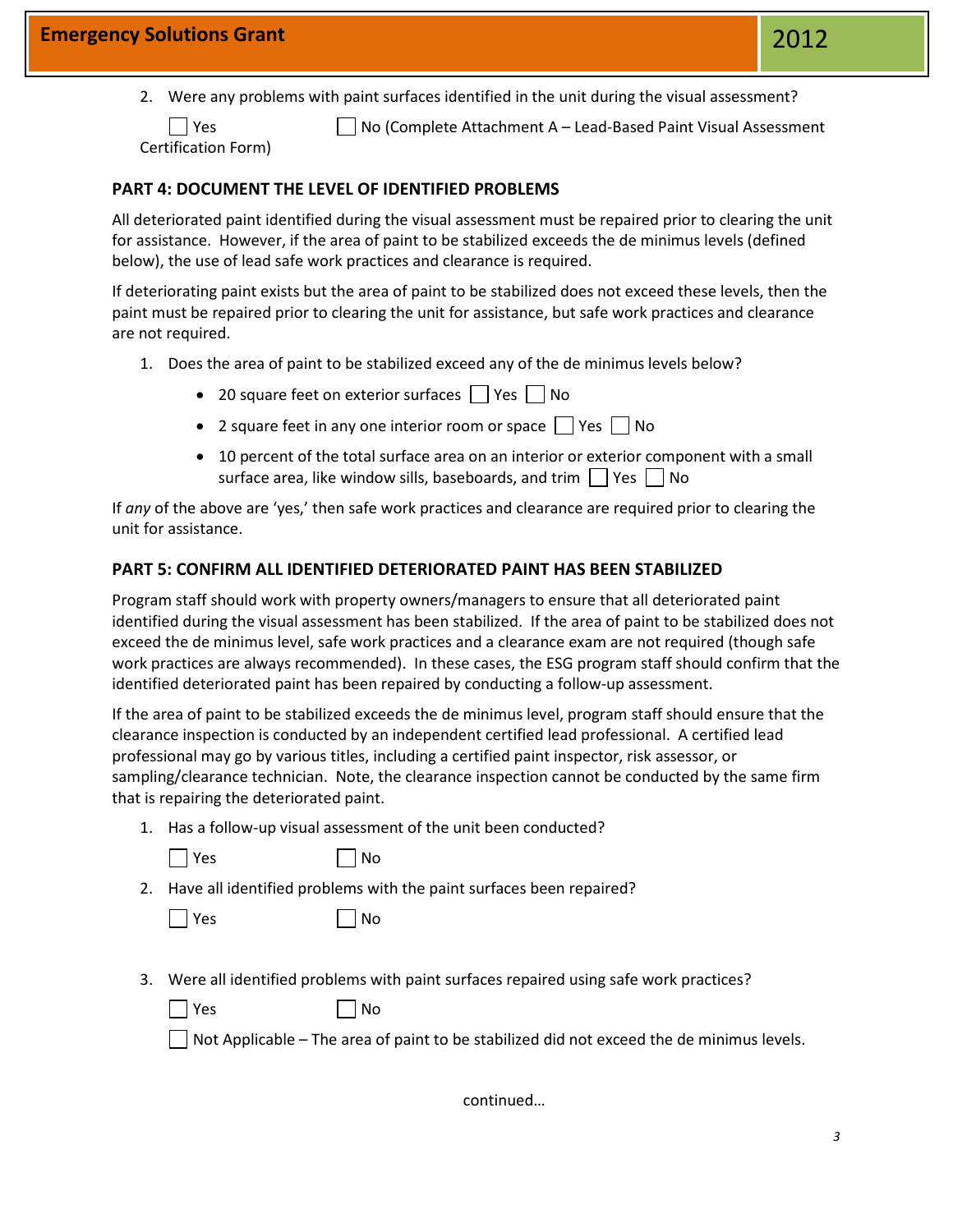2. Were any problems with paint surfaces identified in the unit during the visual assessment?

☐ Yes ☐ No (Complete Attachment A – Lead-Based Paint Visual Assessment Certification Form)

## PART 4: DOCUMENT THE LEVEL OF IDENTIFIED PROBLEMS

All deteriorated paint identified during the visual assessment must be repaired prior to clearing the unit for assistance. However, if the area of paint to be stabilized exceeds the de minimus levels (defined below), the use of lead safe work practices and clearance is required.

If deteriorating paint exists but the area of paint to be stabilized does not exceed these levels, then the paint must be repaired prior to clearing the unit for assistance, but safe work practices and clearance are not required.

1. Does the area of paint to be stabilized exceed any of the de minimus levels below?
   - 20 square feet on exterior surfaces ☐ Yes ☐ No
   - 2 square feet in any one interior room or space ☐ Yes ☐ No
   - 10 percent of the total surface area on an interior or exterior component with a small surface area, like window sills, baseboards, and trim ☐ Yes ☐ No

If *any* of the above are 'yes,' then safe work practices and clearance are required prior to clearing the unit for assistance.

## PART 5: CONFIRM ALL IDENTIFIED DETERIORATED PAINT HAS BEEN STABILIZED

Program staff should work with property owners/managers to ensure that all deteriorated paint identified during the visual assessment has been stabilized. If the area of paint to be stabilized does not exceed the de minimus level, safe work practices and a clearance exam are not required (though safe work practices are always recommended). In these cases, the ESG program staff should confirm that the identified deteriorated paint has been repaired by conducting a follow-up assessment.

If the area of paint to be stabilized exceeds the de minimus level, program staff should ensure that the clearance inspection is conducted by an independent certified lead professional. A certified lead professional may go by various titles, including a certified paint inspector, risk assessor, or sampling/clearance technician. Note, the clearance inspection cannot be conducted by the same firm that is repairing the deteriorated paint.

1. Has a follow-up visual assessment of the unit been conducted?

   ☐ Yes ☐ No

2. Have all identified problems with the paint surfaces been repaired?

   ☐ Yes ☐ No

3. Were all identified problems with paint surfaces repaired using safe work practices?

   ☐ Yes ☐ No

   ☐ Not Applicable – The area of paint to be stabilized did not exceed the de minimus levels.

continued…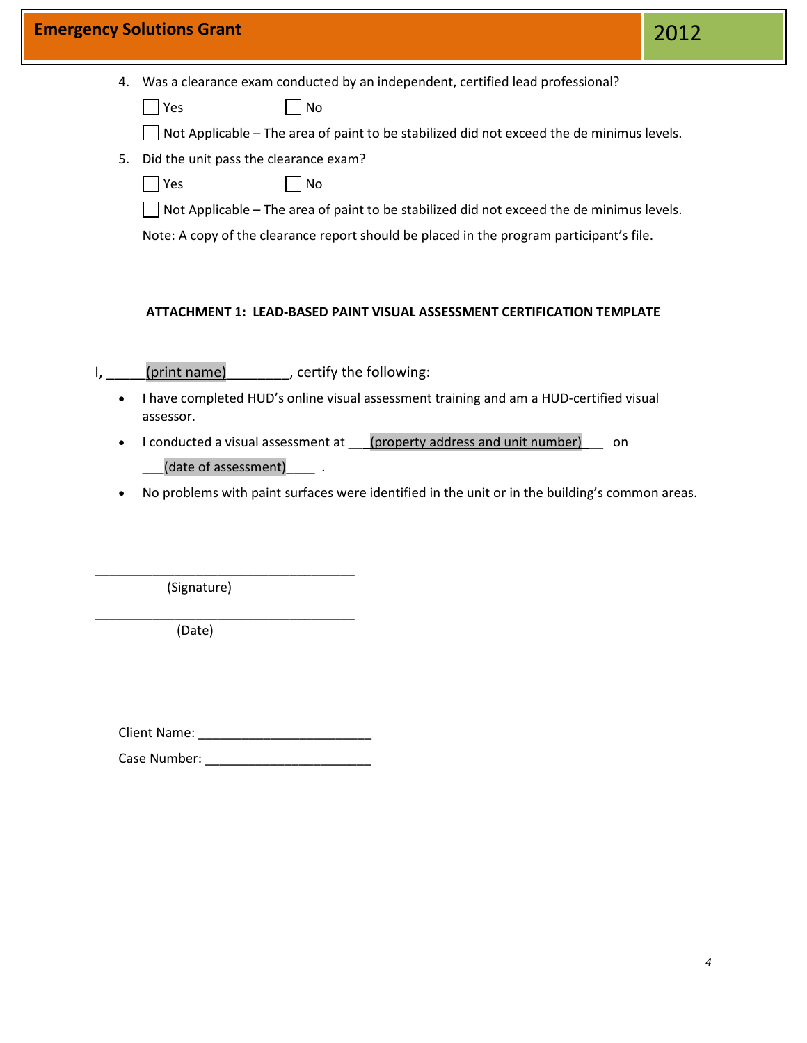4. Was a clearance exam conducted by an independent, certified lead professional?

   ☐ Yes ☐ No

   ☐ Not Applicable – The area of paint to be stabilized did not exceed the de minimus levels.

5. Did the unit pass the clearance exam?

   ☐ Yes ☐ No

   ☐ Not Applicable – The area of paint to be stabilized did not exceed the de minimus levels.

   Note: A copy of the clearance report should be placed in the program participant's file.

**ATTACHMENT 1: LEAD-BASED PAINT VISUAL ASSESSMENT CERTIFICATION TEMPLATE**

I, _____(print name)________, certify the following:

- I have completed HUD's online visual assessment training and am a HUD-certified visual assessor.
- I conducted a visual assessment at ___(property address and unit number)___ on ___(date of assessment)_____ .
- No problems with paint surfaces were identified in the unit or in the building's common areas.

_____________________________________
(Signature)

_____________________________________
(Date)

Client Name: ________________________

Case Number: _______________________